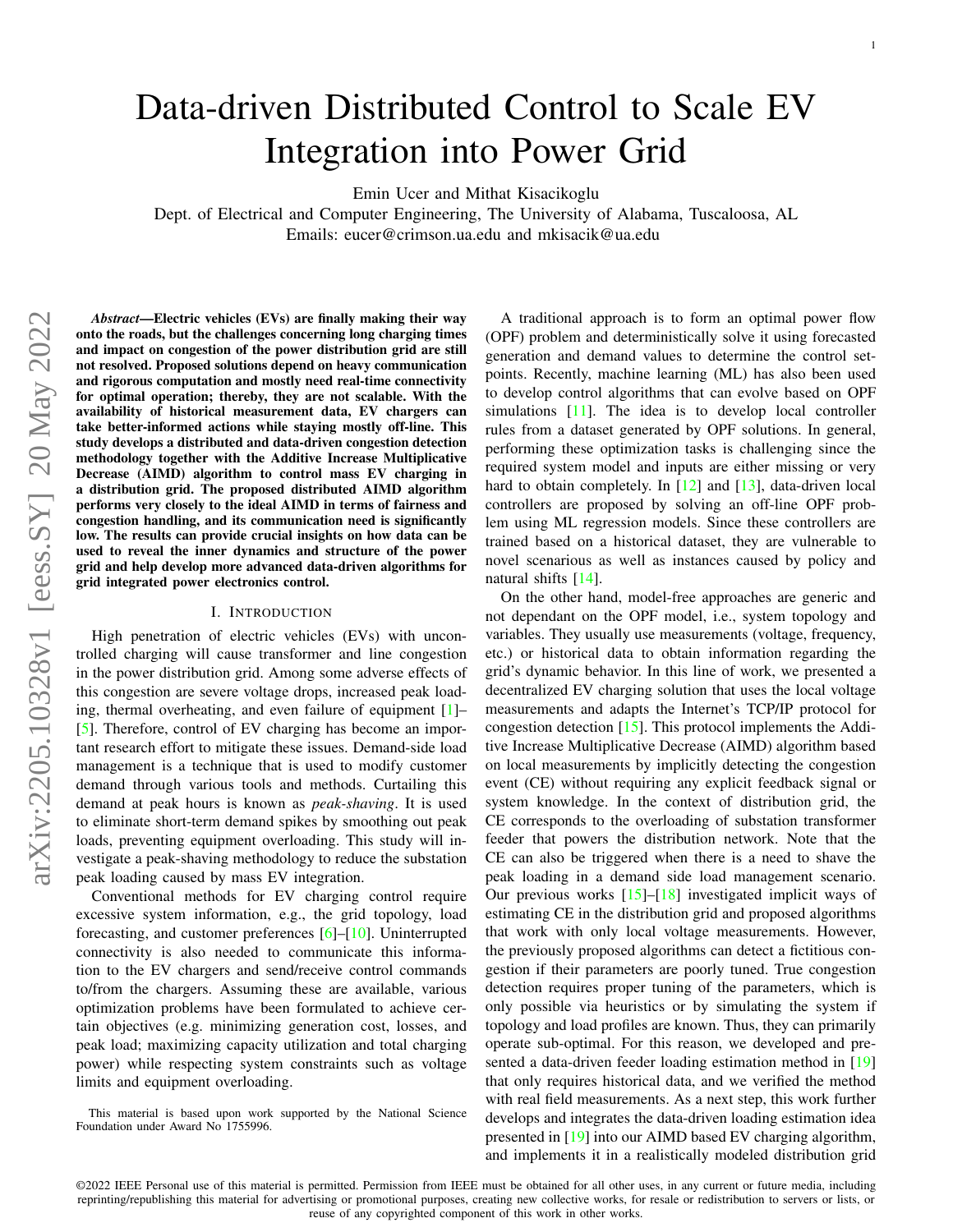# Data-driven Distributed Control to Scale EV Integration into Power Grid

Emin Ucer and Mithat Kisacikoglu
Dept. of Electrical and Computer Engineering, The University of Alabama, Tuscaloosa, AL
Emails: eucer@crimson.ua.edu and mkisacik@ua.edu

***Abstract*—Electric vehicles (EVs) are finally making their way onto the roads, but the challenges concerning long charging times and impact on congestion of the power distribution grid are still not resolved. Proposed solutions depend on heavy communication and rigorous computation and mostly need real-time connectivity for optimal operation; thereby, they are not scalable. With the availability of historical measurement data, EV chargers can take better-informed actions while staying mostly off-line. This study develops a distributed and data-driven congestion detection methodology together with the Additive Increase Multiplicative Decrease (AIMD) algorithm to control mass EV charging in a distribution grid. The proposed distributed AIMD algorithm performs very closely to the ideal AIMD in terms of fairness and congestion handling, and its communication need is significantly low. The results can provide crucial insights on how data can be used to reveal the inner dynamics and structure of the power grid and help develop more advanced data-driven algorithms for grid integrated power electronics control.**

## I. Introduction

High penetration of electric vehicles (EVs) with uncontrolled charging will cause transformer and line congestion in the power distribution grid. Among some adverse effects of this congestion are severe voltage drops, increased peak loading, thermal overheating, and even failure of equipment [1]–[5]. Therefore, control of EV charging has become an important research effort to mitigate these issues. Demand-side load management is a technique that is used to modify customer demand through various tools and methods. Curtailing this demand at peak hours is known as *peak-shaving*. It is used to eliminate short-term demand spikes by smoothing out peak loads, preventing equipment overloading. This study will investigate a peak-shaving methodology to reduce the substation peak loading caused by mass EV integration.

Conventional methods for EV charging control require excessive system information, e.g., the grid topology, load forecasting, and customer preferences [6]–[10]. Uninterrupted connectivity is also needed to communicate this information to the EV chargers and send/receive control commands to/from the chargers. Assuming these are available, various optimization problems have been formulated to achieve certain objectives (e.g. minimizing generation cost, losses, and peak load; maximizing capacity utilization and total charging power) while respecting system constraints such as voltage limits and equipment overloading.

A traditional approach is to form an optimal power flow (OPF) problem and deterministically solve it using forecasted generation and demand values to determine the control set-points. Recently, machine learning (ML) has also been used to develop control algorithms that can evolve based on OPF simulations [11]. The idea is to develop local controller rules from a dataset generated by OPF solutions. In general, performing these optimization tasks is challenging since the required system model and inputs are either missing or very hard to obtain completely. In [12] and [13], data-driven local controllers are proposed by solving an off-line OPF problem using ML regression models. Since these controllers are trained based on a historical dataset, they are vulnerable to novel scenarious as well as instances caused by policy and natural shifts [14].

On the other hand, model-free approaches are generic and not dependant on the OPF model, i.e., system topology and variables. They usually use measurements (voltage, frequency, etc.) or historical data to obtain information regarding the grid's dynamic behavior. In this line of work, we presented a decentralized EV charging solution that uses the local voltage measurements and adapts the Internet's TCP/IP protocol for congestion detection [15]. This protocol implements the Additive Increase Multiplicative Decrease (AIMD) algorithm based on local measurements by implicitly detecting the congestion event (CE) without requiring any explicit feedback signal or system knowledge. In the context of distribution grid, the CE corresponds to the overloading of substation transformer feeder that powers the distribution network. Note that the CE can also be triggered when there is a need to shave the peak loading in a demand side load management scenario. Our previous works [15]–[18] investigated implicit ways of estimating CE in the distribution grid and proposed algorithms that work with only local voltage measurements. However, the previously proposed algorithms can detect a fictitious congestion if their parameters are poorly tuned. True congestion detection requires proper tuning of the parameters, which is only possible via heuristics or by simulating the system if topology and load profiles are known. Thus, they can primarily operate sub-optimal. For this reason, we developed and presented a data-driven feeder loading estimation method in [19] that only requires historical data, and we verified the method with real field measurements. As a next step, this work further develops and integrates the data-driven loading estimation idea presented in [19] into our AIMD based EV charging algorithm, and implements it in a realistically modeled distribution grid

This material is based upon work supported by the National Science Foundation under Award No 1755996.

©2022 IEEE Personal use of this material is permitted. Permission from IEEE must be obtained for all other uses, in any current or future media, including reprinting/republishing this material for advertising or promotional purposes, creating new collective works, for resale or redistribution to servers or lists, or reuse of any copyrighted component of this work in other works.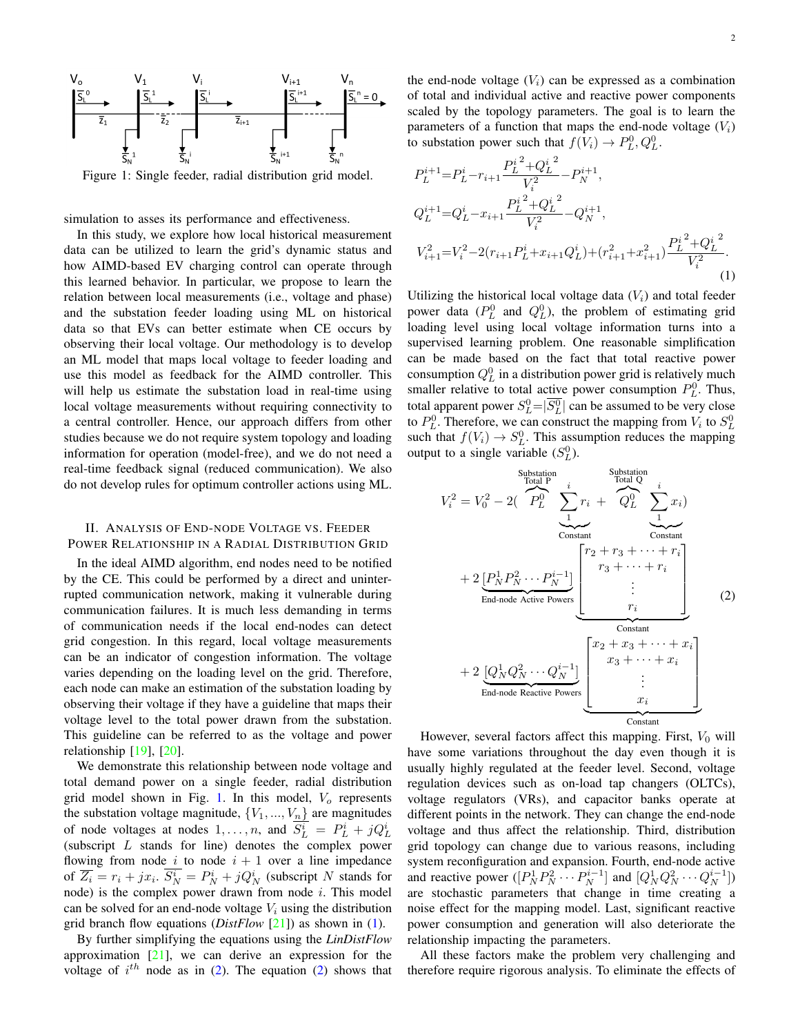Figure 1: Single feeder, radial distribution grid model.

simulation to asses its performance and effectiveness.

In this study, we explore how local historical measurement data can be utilized to learn the grid's dynamic status and how AIMD-based EV charging control can operate through this learned behavior. In particular, we propose to learn the relation between local measurements (i.e., voltage and phase) and the substation feeder loading using ML on historical data so that EVs can better estimate when CE occurs by observing their local voltage. Our methodology is to develop an ML model that maps local voltage to feeder loading and use this model as feedback for the AIMD controller. This will help us estimate the substation load in real-time using local voltage measurements without requiring connectivity to a central controller. Hence, our approach differs from other studies because we do not require system topology and loading information for operation (model-free), and we do not need a real-time feedback signal (reduced communication). We also do not develop rules for optimum controller actions using ML.

## II. Analysis of End-node Voltage vs. Feeder Power Relationship in a Radial Distribution Grid

In the ideal AIMD algorithm, end nodes need to be notified by the CE. This could be performed by a direct and uninterrupted communication network, making it vulnerable during communication failures. It is much less demanding in terms of communication needs if the local end-nodes can detect grid congestion. In this regard, local voltage measurements can be an indicator of congestion information. The voltage varies depending on the loading level on the grid. Therefore, each node can make an estimation of the substation loading by observing their voltage if they have a guideline that maps their voltage level to the total power drawn from the substation. This guideline can be referred to as the voltage and power relationship [19], [20].

We demonstrate this relationship between node voltage and total demand power on a single feeder, radial distribution grid model shown in Fig. 1. In this model, $V_o$ represents the substation voltage magnitude, $\{V_1, ..., V_n\}$ are magnitudes of node voltages at nodes $1, \ldots, n$, and $\overline{S_L^i} = P_L^i + jQ_L^i$ (subscript $L$ stands for line) denotes the complex power flowing from node $i$ to node $i+1$ over a line impedance of $\overline{Z_i} = r_i + jx_i$. $\overline{S_N^i} = P_N^i + jQ_N^i$ (subscript $N$ stands for node) is the complex power drawn from node $i$. This model can be solved for an end-node voltage $V_i$ using the distribution grid branch flow equations (*DistFlow* [21]) as shown in (1).

By further simplifying the equations using the *LinDistFlow* approximation [21], we can derive an expression for the voltage of $i^{th}$ node as in (2). The equation (2) shows that the end-node voltage ($V_i$) can be expressed as a combination of total and individual active and reactive power components scaled by the topology parameters. The goal is to learn the parameters of a function that maps the end-node voltage ($V_i$) to substation power such that $f(V_i) \rightarrow P_L^0, Q_L^0$.

$$
\begin{aligned}
P_L^{i+1} &= P_L^i - r_{i+1}\frac{{P_L^i}^2 + {Q_L^i}^2}{V_i^2} - P_N^{i+1}, \\
Q_L^{i+1} &= Q_L^i - x_{i+1}\frac{{P_L^i}^2 + {Q_L^i}^2}{V_i^2} - Q_N^{i+1}, \\
V_{i+1}^2 &= V_i^2 - 2(r_{i+1}P_L^i + x_{i+1}Q_L^i) + (r_{i+1}^2 + x_{i+1}^2)\frac{{P_L^i}^2 + {Q_L^i}^2}{V_i^2}.
\end{aligned}
\tag{1}
$$

Utilizing the historical local voltage data ($V_i$) and total feeder power data ($P_L^0$ and $Q_L^0$), the problem of estimating grid loading level using local voltage information turns into a supervised learning problem. One reasonable simplification can be made based on the fact that total reactive power consumption $Q_L^0$ in a distribution power grid is relatively much smaller relative to total active power consumption $P_L^0$. Thus, total apparent power $S_L^0 = |\overline{S_L^0}|$ can be assumed to be very close to $P_L^0$. Therefore, we can construct the mapping from $V_i$ to $S_L^0$ such that $f(V_i) \rightarrow S_L^0$. This assumption reduces the mapping output to a single variable ($S_L^0$).

$$
\begin{aligned}
V_i^2 = V_0^2 - 2(&\overbrace{P_L^0}^{\text{Substation Total P}} \underbrace{\sum_1^i r_i}_{\text{Constant}} + \overbrace{Q_L^0}^{\text{Substation Total Q}} \underbrace{\sum_1^i x_i}_{\text{Constant}}) \\
&+ 2\underbrace{[P_N^1 P_N^2 \cdots P_N^{i-1}]}_{\text{End-node Active Powers}} \underbrace{\begin{bmatrix} r_2 + r_3 + \cdots + r_i \\ r_3 + \cdots + r_i \\ \vdots \\ r_i \end{bmatrix}}_{\text{Constant}} \\
&+ 2\underbrace{[Q_N^1 Q_N^2 \cdots Q_N^{i-1}]}_{\text{End-node Reactive Powers}} \underbrace{\begin{bmatrix} x_2 + x_3 + \cdots + x_i \\ x_3 + \cdots + x_i \\ \vdots \\ x_i \end{bmatrix}}_{\text{Constant}}
\end{aligned}
\tag{2}
$$

However, several factors affect this mapping. First, $V_0$ will have some variations throughout the day even though it is usually highly regulated at the feeder level. Second, voltage regulation devices such as on-load tap changers (OLTCs), voltage regulators (VRs), and capacitor banks operate at different points in the network. They can change the end-node voltage and thus affect the relationship. Third, distribution grid topology can change due to various reasons, including system reconfiguration and expansion. Fourth, end-node active and reactive power ($[P_N^1 P_N^2 \cdots P_N^{i-1}]$ and $[Q_N^1 Q_N^2 \cdots Q_N^{i-1}]$) are stochastic parameters that change in time creating a noise effect for the mapping model. Last, significant reactive power consumption and generation will also deteriorate the relationship impacting the parameters.

All these factors make the problem very challenging and therefore require rigorous analysis. To eliminate the effects of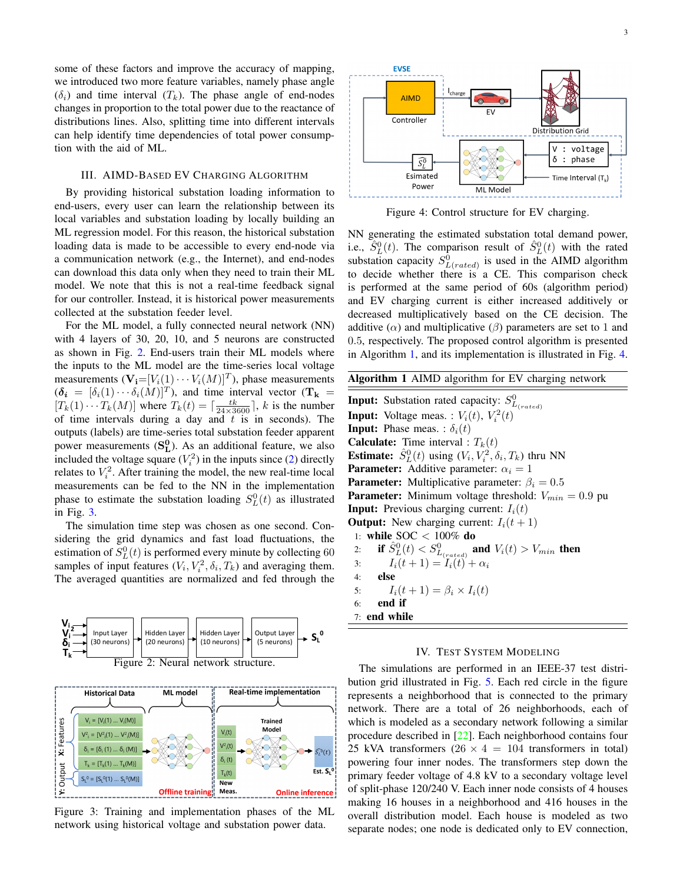some of these factors and improve the accuracy of mapping, we introduced two more feature variables, namely phase angle ($\delta_i$) and time interval ($T_k$). The phase angle of end-nodes changes in proportion to the total power due to the reactance of distributions lines. Also, splitting time into different intervals can help identify time dependencies of total power consumption with the aid of ML.

## III. AIMD-Based EV Charging Algorithm

By providing historical substation loading information to end-users, every user can learn the relationship between its local variables and substation loading by locally building an ML regression model. For this reason, the historical substation loading data is made to be accessible to every end-node via a communication network (e.g., the Internet), and end-nodes can download this data only when they need to train their ML model. We note that this is not a real-time feedback signal for our controller. Instead, it is historical power measurements collected at the substation feeder level.

For the ML model, a fully connected neural network (NN) with 4 layers of 30, 20, 10, and 5 neurons are constructed as shown in Fig. 2. End-users train their ML models where the inputs to the ML model are the time-series local voltage measurements ($\mathbf{V_i}=[V_i(1)\cdots V_i(M)]^T$), phase measurements ($\boldsymbol{\delta_i} = [\delta_i(1)\cdots\delta_i(M)]^T$), and time interval vector ($\mathbf{T_k} = [T_k(1)\cdots T_k(M)]$ where $T_k(t) = \lceil \frac{tk}{24\times 3600} \rceil$, $k$ is the number of time intervals during a day and $t$ is in seconds). The outputs (labels) are time-series total substation feeder apparent power measurements ($\mathbf{S_L^0}$). As an additional feature, we also included the voltage square ($V_i^2$) in the inputs since (2) directly relates to $V_i^2$. After training the model, the new real-time local measurements can be fed to the NN in the implementation phase to estimate the substation loading $S_L^0(t)$ as illustrated in Fig. 3.

The simulation time step was chosen as one second. Considering the grid dynamics and fast load fluctuations, the estimation of $S_L^0(t)$ is performed every minute by collecting 60 samples of input features ($V_i, V_i^2, \delta_i, T_k$) and averaging them. The averaged quantities are normalized and fed through the NN generating the estimated substation total demand power, i.e., $\hat{S}_L^0(t)$. The comparison result of $\hat{S}_L^0(t)$ with the rated substation capacity $S^0_{L(rated)}$ is used in the AIMD algorithm to decide whether there is a CE. This comparison check is performed at the same period of 60s (algorithm period) and EV charging current is either increased additively or decreased multiplicatively based on the CE decision. The additive ($\alpha$) and multiplicative ($\beta$) parameters are set to 1 and 0.5, respectively. The proposed control algorithm is presented in Algorithm 1, and its implementation is illustrated in Fig. 4.

Figure 2: Neural network structure.

Figure 3: Training and implementation phases of the ML network using historical voltage and substation power data.

Figure 4: Control structure for EV charging.

**Algorithm 1** AIMD algorithm for EV charging network

**Input:** Substation rated capacity: $S^0_{L_{(rated)}}$
**Input:** Voltage meas. : $V_i(t)$, $V_i^2(t)$
**Input:** Phase meas. : $\delta_i(t)$
**Calculate:** Time interval : $T_k(t)$
**Estimate:** $\hat{S}_L^0(t)$ using ($V_i, V_i^2, \delta_i, T_k$) thru NN
**Parameter:** Additive parameter: $\alpha_i = 1$
**Parameter:** Multiplicative parameter: $\beta_i = 0.5$
**Parameter:** Minimum voltage threshold: $V_{min} = 0.9$ pu
**Input:** Previous charging current: $I_i(t)$
**Output:** New charging current: $I_i(t+1)$

```
1: while SOC < 100% do
2:   if Ŝ_L^0(t) < S^0_L(rated) and V_i(t) > V_min then
3:     I_i(t+1) = I_i(t) + α_i
4:   else
5:     I_i(t+1) = β_i × I_i(t)
6:   end if
7: end while
```

## IV. Test System Modeling

The simulations are performed in an IEEE-37 test distribution grid illustrated in Fig. 5. Each red circle in the figure represents a neighborhood that is connected to the primary network. There are a total of 26 neighborhoods, each of which is modeled as a secondary network following a similar procedure described in [22]. Each neighborhood contains four 25 kVA transformers ($26 \times 4 = 104$ transformers in total) powering four inner nodes. The transformers step down the primary feeder voltage of 4.8 kV to a secondary voltage level of split-phase 120/240 V. Each inner node consists of 4 houses making 16 houses in a neighborhood and 416 houses in the overall distribution model. Each house is modeled as two separate nodes; one node is dedicated only to EV connection,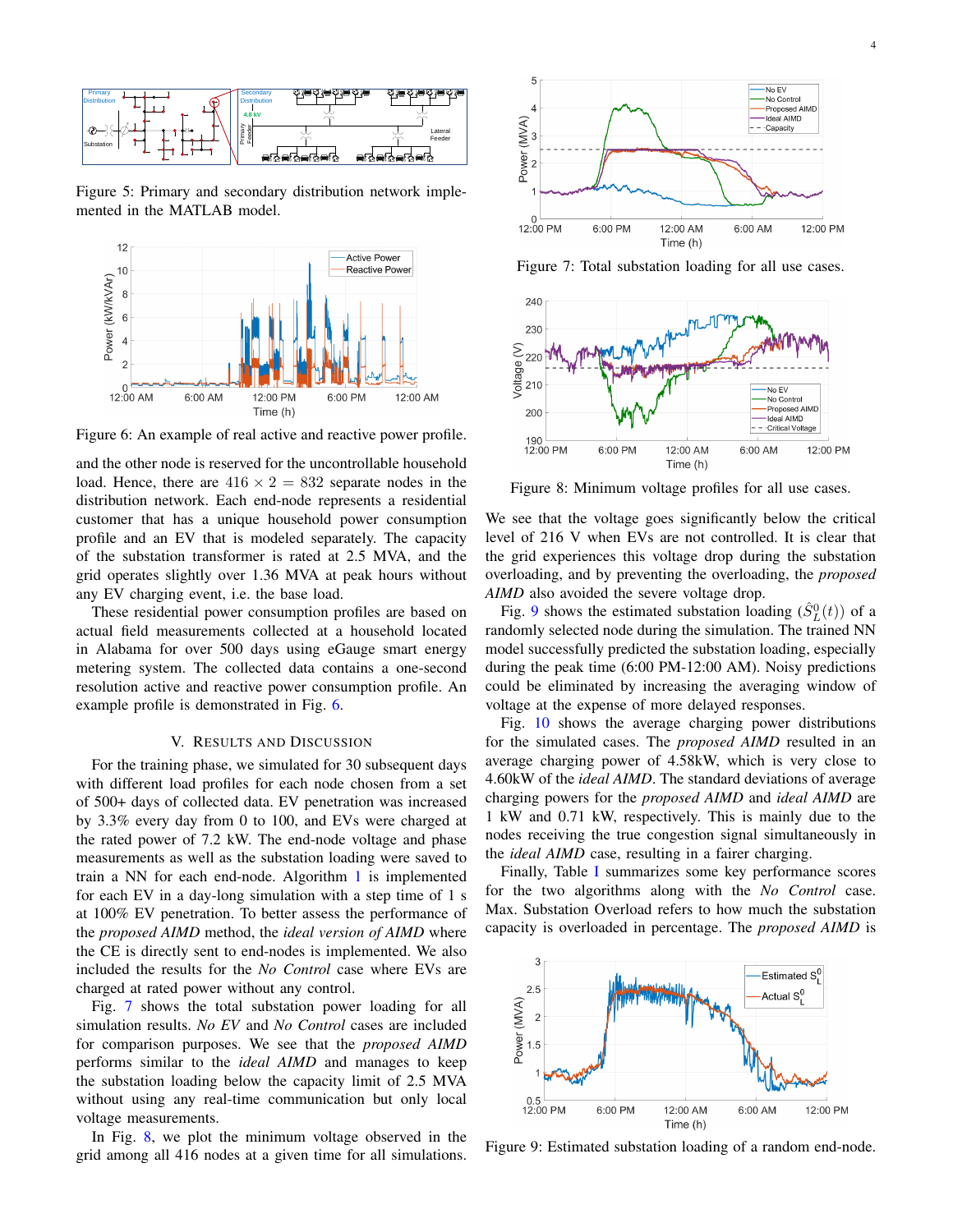Figure 5: Primary and secondary distribution network implemented in the MATLAB model.

Figure 6: An example of real active and reactive power profile.

and the other node is reserved for the uncontrollable household load. Hence, there are $416 \times 2 = 832$ separate nodes in the distribution network. Each end-node represents a residential customer that has a unique household power consumption profile and an EV that is modeled separately. The capacity of the substation transformer is rated at 2.5 MVA, and the grid operates slightly over 1.36 MVA at peak hours without any EV charging event, i.e. the base load.

These residential power consumption profiles are based on actual field measurements collected at a household located in Alabama for over 500 days using eGauge smart energy metering system. The collected data contains a one-second resolution active and reactive power consumption profile. An example profile is demonstrated in Fig. 6.

## V. Results and Discussion

For the training phase, we simulated for 30 subsequent days with different load profiles for each node chosen from a set of 500+ days of collected data. EV penetration was increased by 3.3% every day from 0 to 100, and EVs were charged at the rated power of 7.2 kW. The end-node voltage and phase measurements as well as the substation loading were saved to train a NN for each end-node. Algorithm 1 is implemented for each EV in a day-long simulation with a step time of 1 s at 100% EV penetration. To better assess the performance of the *proposed AIMD* method, the *ideal version of AIMD* where the CE is directly sent to end-nodes is implemented. We also included the results for the *No Control* case where EVs are charged at rated power without any control.

Fig. 7 shows the total substation power loading for all simulation results. *No EV* and *No Control* cases are included for comparison purposes. We see that the *proposed AIMD* performs similar to the *ideal AIMD* and manages to keep the substation loading below the capacity limit of 2.5 MVA without using any real-time communication but only local voltage measurements.

In Fig. 8, we plot the minimum voltage observed in the grid among all 416 nodes at a given time for all simulations.

Figure 7: Total substation loading for all use cases.

Figure 8: Minimum voltage profiles for all use cases.

We see that the voltage goes significantly below the critical level of 216 V when EVs are not controlled. It is clear that the grid experiences this voltage drop during the substation overloading, and by preventing the overloading, the *proposed AIMD* also avoided the severe voltage drop.

Fig. 9 shows the estimated substation loading ($\hat{S}^0_L(t)$) of a randomly selected node during the simulation. The trained NN model successfully predicted the substation loading, especially during the peak time (6:00 PM-12:00 AM). Noisy predictions could be eliminated by increasing the averaging window of voltage at the expense of more delayed responses.

Fig. 10 shows the average charging power distributions for the simulated cases. The *proposed AIMD* resulted in an average charging power of 4.58kW, which is very close to 4.60kW of the *ideal AIMD*. The standard deviations of average charging powers for the *proposed AIMD* and *ideal AIMD* are 1 kW and 0.71 kW, respectively. This is mainly due to the nodes receiving the true congestion signal simultaneously in the *ideal AIMD* case, resulting in a fairer charging.

Finally, Table I summarizes some key performance scores for the two algorithms along with the *No Control* case. Max. Substation Overload refers to how much the substation capacity is overloaded in percentage. The *proposed AIMD* is

Figure 9: Estimated substation loading of a random end-node.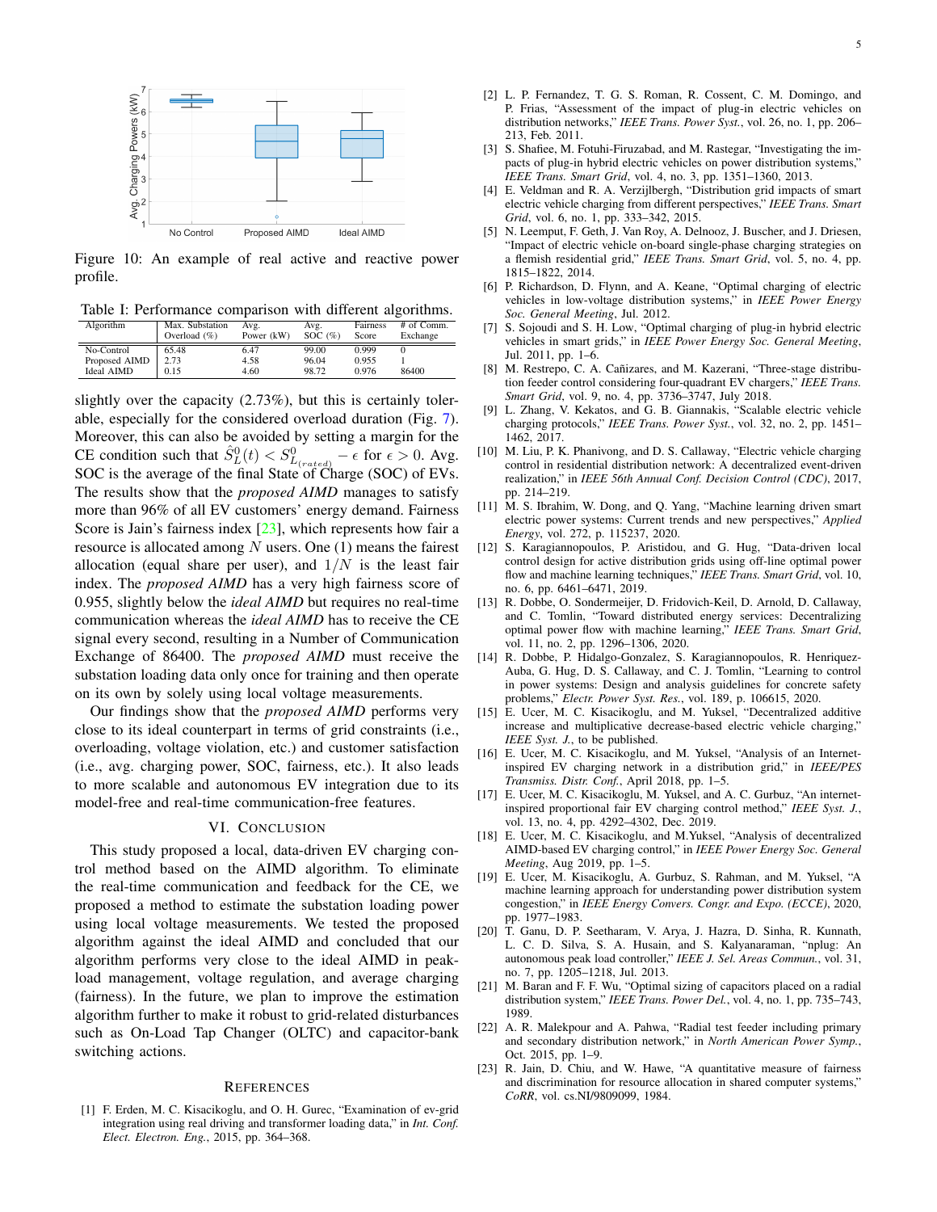Avg. Charging Powers (kW)

7
6
5
4
3
2
1

No Control
Proposed AIMD
Ideal AIMD

Figure 10: An example of real active and reactive power profile.

Table I: Performance comparison with different algorithms.

| Algorithm | Max. Substation Overload (%) | Avg. Power (kW) | Avg. SOC (%) | Fairness Score | # of Comm. Exchange |
|---|---|---|---|---|---|
| No-Control | 65.48 | 6.47 | 99.00 | 0.999 | 0 |
| Proposed AIMD | 2.73 | 4.58 | 96.04 | 0.955 | 1 |
| Ideal AIMD | 0.15 | 4.60 | 98.72 | 0.976 | 86400 |

slightly over the capacity (2.73%), but this is certainly tolerable, especially for the considered overload duration (Fig. 7). Moreover, this can also be avoided by setting a margin for the CE condition such that $\hat{S}_L^0(t) < S^0_{L_{(rated)}} - \epsilon$ for $\epsilon > 0$. Avg. SOC is the average of the final State of Charge (SOC) of EVs. The results show that the *proposed AIMD* manages to satisfy more than 96% of all EV customers' energy demand. Fairness Score is Jain's fairness index [23], which represents how fair a resource is allocated among $N$ users. One (1) means the fairest allocation (equal share per user), and $1/N$ is the least fair index. The *proposed AIMD* has a very high fairness score of 0.955, slightly below the *ideal AIMD* but requires no real-time communication whereas the *ideal AIMD* has to receive the CE signal every second, resulting in a Number of Communication Exchange of 86400. The *proposed AIMD* must receive the substation loading data only once for training and then operate on its own by solely using local voltage measurements.

Our findings show that the *proposed AIMD* performs very close to its ideal counterpart in terms of grid constraints (i.e., overloading, voltage violation, etc.) and customer satisfaction (i.e., avg. charging power, SOC, fairness, etc.). It also leads to more scalable and autonomous EV integration due to its model-free and real-time communication-free features.

## VI. Conclusion

This study proposed a local, data-driven EV charging control method based on the AIMD algorithm. To eliminate the real-time communication and feedback for the CE, we proposed a method to estimate the substation loading power using local voltage measurements. We tested the proposed algorithm against the ideal AIMD and concluded that our algorithm performs very close to the ideal AIMD in peak-load management, voltage regulation, and average charging (fairness). In the future, we plan to improve the estimation algorithm further to make it robust to grid-related disturbances such as On-Load Tap Changer (OLTC) and capacitor-bank switching actions.

## References

[1] F. Erden, M. C. Kisacikoglu, and O. H. Gurec, "Examination of ev-grid integration using real driving and transformer loading data," in *Int. Conf. Elect. Electron. Eng.*, 2015, pp. 364–368.

[2] L. P. Fernandez, T. G. S. Roman, R. Cossent, C. M. Domingo, and P. Frias, "Assessment of the impact of plug-in electric vehicles on distribution networks," *IEEE Trans. Power Syst.*, vol. 26, no. 1, pp. 206–213, Feb. 2011.

[3] S. Shafiee, M. Fotuhi-Firuzabad, and M. Rastegar, "Investigating the impacts of plug-in hybrid electric vehicles on power distribution systems," *IEEE Trans. Smart Grid*, vol. 4, no. 3, pp. 1351–1360, 2013.

[4] E. Veldman and R. A. Verzijlbergh, "Distribution grid impacts of smart electric vehicle charging from different perspectives," *IEEE Trans. Smart Grid*, vol. 6, no. 1, pp. 333–342, 2015.

[5] N. Leemput, F. Geth, J. Van Roy, A. Delnooz, J. Buscher, and J. Driesen, "Impact of electric vehicle on-board single-phase charging strategies on a flemish residential grid," *IEEE Trans. Smart Grid*, vol. 5, no. 4, pp. 1815–1822, 2014.

[6] P. Richardson, D. Flynn, and A. Keane, "Optimal charging of electric vehicles in low-voltage distribution systems," in *IEEE Power Energy Soc. General Meeting*, Jul. 2012.

[7] S. Sojoudi and S. H. Low, "Optimal charging of plug-in hybrid electric vehicles in smart grids," in *IEEE Power Energy Soc. General Meeting*, Jul. 2011, pp. 1–6.

[8] M. Restrepo, C. A. Cañizares, and M. Kazerani, "Three-stage distribution feeder control considering four-quadrant EV chargers," *IEEE Trans. Smart Grid*, vol. 9, no. 4, pp. 3736–3747, July 2018.

[9] L. Zhang, V. Kekatos, and G. B. Giannakis, "Scalable electric vehicle charging protocols," *IEEE Trans. Power Syst.*, vol. 32, no. 2, pp. 1451–1462, 2017.

[10] M. Liu, P. K. Phanivong, and D. S. Callaway, "Electric vehicle charging control in residential distribution network: A decentralized event-driven realization," in *IEEE 56th Annual Conf. Decision Control (CDC)*, 2017, pp. 214–219.

[11] M. S. Ibrahim, W. Dong, and Q. Yang, "Machine learning driven smart electric power systems: Current trends and new perspectives," *Applied Energy*, vol. 272, p. 115237, 2020.

[12] S. Karagiannopoulos, P. Aristidou, and G. Hug, "Data-driven local control design for active distribution grids using off-line optimal power flow and machine learning techniques," *IEEE Trans. Smart Grid*, vol. 10, no. 6, pp. 6461–6471, 2019.

[13] R. Dobbe, O. Sondermeijer, D. Fridovich-Keil, D. Arnold, D. Callaway, and C. Tomlin, "Toward distributed energy services: Decentralizing optimal power flow with machine learning," *IEEE Trans. Smart Grid*, vol. 11, no. 2, pp. 1296–1306, 2020.

[14] R. Dobbe, P. Hidalgo-Gonzalez, S. Karagiannopoulos, R. Henriquez-Auba, G. Hug, D. S. Callaway, and C. J. Tomlin, "Learning to control in power systems: Design and analysis guidelines for concrete safety problems," *Electr. Power Syst. Res.*, vol. 189, p. 106615, 2020.

[15] E. Ucer, M. C. Kisacikoglu, and M. Yuksel, "Decentralized additive increase and multiplicative decrease-based electric vehicle charging," *IEEE Syst. J.*, to be published.

[16] E. Ucer, M. C. Kisacikoglu, and M. Yuksel, "Analysis of an Internet-inspired EV charging network in a distribution grid," in *IEEE/PES Transmiss. Distr. Conf.*, April 2018, pp. 1–5.

[17] E. Ucer, M. C. Kisacikoglu, M. Yuksel, and A. C. Gurbuz, "An internet-inspired proportional fair EV charging control method," *IEEE Syst. J.*, vol. 13, no. 4, pp. 4292–4302, Dec. 2019.

[18] E. Ucer, M. C. Kisacikoglu, and M.Yuksel, "Analysis of decentralized AIMD-based EV charging control," in *IEEE Power Energy Soc. General Meeting*, Aug 2019, pp. 1–5.

[19] E. Ucer, M. Kisacikoglu, A. Gurbuz, S. Rahman, and M. Yuksel, "A machine learning approach for understanding power distribution system congestion," in *IEEE Energy Convers. Congr. and Expo. (ECCE)*, 2020, pp. 1977–1983.

[20] T. Ganu, D. P. Seetharam, V. Arya, J. Hazra, D. Sinha, R. Kunnath, L. C. D. Silva, S. A. Husain, and S. Kalyanaraman, "nplug: An autonomous peak load controller," *IEEE J. Sel. Areas Commun.*, vol. 31, no. 7, pp. 1205–1218, Jul. 2013.

[21] M. Baran and F. F. Wu, "Optimal sizing of capacitors placed on a radial distribution system," *IEEE Trans. Power Del.*, vol. 4, no. 1, pp. 735–743, 1989.

[22] A. R. Malekpour and A. Pahwa, "Radial test feeder including primary and secondary distribution network," in *North American Power Symp.*, Oct. 2015, pp. 1–9.

[23] R. Jain, D. Chiu, and W. Hawe, "A quantitative measure of fairness and discrimination for resource allocation in shared computer systems," *CoRR*, vol. cs.NI/9809099, 1984.